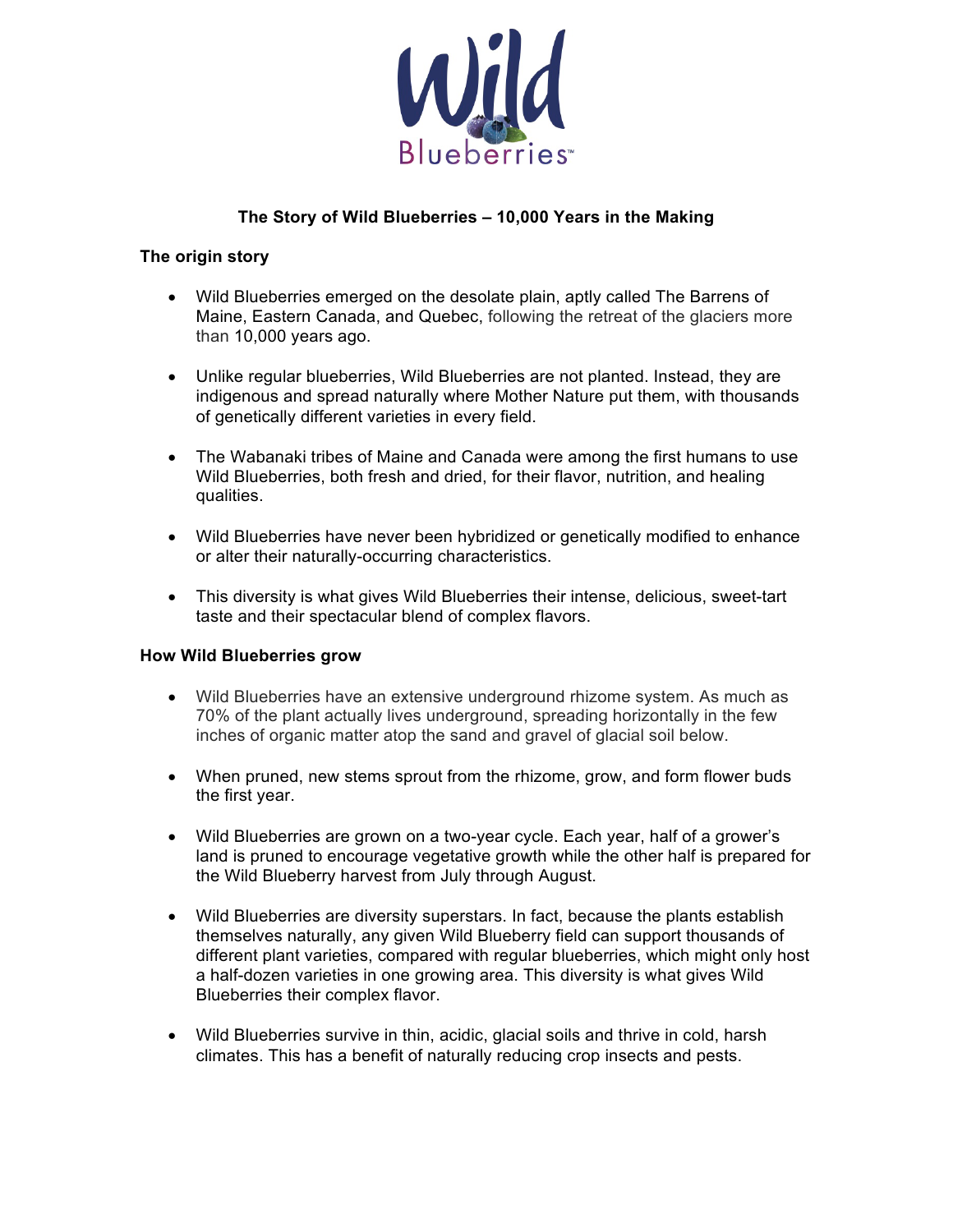# The Story of Wild Blueberries – 10,000 Years in the Making

## The origin story

- Wild Blueberries emerged on the desolate plain, aptly called The Barrens of Maine, Eastern Canada, and Quebec, following the retreat of the glaciers more than 10,000 years ago.
- Unlike regular blueberries, Wild Blueberries are not planted. Instead, they are indigenous and spread naturally where Mother Nature put them, with thousands of genetically different varieties in every field.
- The Wabanaki tribes of Maine and Canada were among the first humans to use Wild Blueberries, both fresh and dried, for their flavor, nutrition, and healing qualities.
- Wild Blueberries have never been hybridized or genetically modified to enhance or alter their naturally-occurring characteristics.
- This diversity is what gives Wild Blueberries their intense, delicious, sweet-tart taste and their spectacular blend of complex flavors.

## How Wild Blueberries grow

- Wild Blueberries have an extensive underground rhizome system. As much as 70% of the plant actually lives underground, spreading horizontally in the few inches of organic matter atop the sand and gravel of glacial soil below.
- When pruned, new stems sprout from the rhizome, grow, and form flower buds the first year.
- Wild Blueberries are grown on a two-year cycle. Each year, half of a grower's land is pruned to encourage vegetative growth while the other half is prepared for the Wild Blueberry harvest from July through August.
- Wild Blueberries are diversity superstars. In fact, because the plants establish themselves naturally, any given Wild Blueberry field can support thousands of different plant varieties, compared with regular blueberries, which might only host a half-dozen varieties in one growing area. This diversity is what gives Wild Blueberries their complex flavor.
- Wild Blueberries survive in thin, acidic, glacial soils and thrive in cold, harsh climates. This has a benefit of naturally reducing crop insects and pests.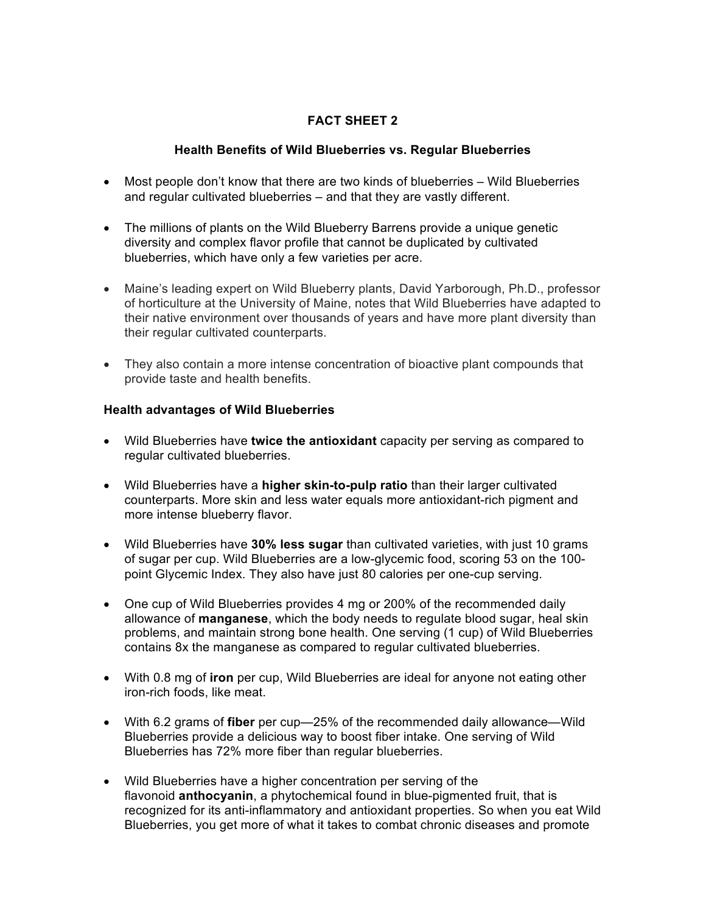**FACT SHEET 2**

**Health Benefits of Wild Blueberries vs. Regular Blueberries**

- Most people don't know that there are two kinds of blueberries – Wild Blueberries and regular cultivated blueberries – and that they are vastly different.

- The millions of plants on the Wild Blueberry Barrens provide a unique genetic diversity and complex flavor profile that cannot be duplicated by cultivated blueberries, which have only a few varieties per acre.

- Maine's leading expert on Wild Blueberry plants, David Yarborough, Ph.D., professor of horticulture at the University of Maine, notes that Wild Blueberries have adapted to their native environment over thousands of years and have more plant diversity than their regular cultivated counterparts.

- They also contain a more intense concentration of bioactive plant compounds that provide taste and health benefits.

**Health advantages of Wild Blueberries**

- Wild Blueberries have **twice the antioxidant** capacity per serving as compared to regular cultivated blueberries.

- Wild Blueberries have a **higher skin-to-pulp ratio** than their larger cultivated counterparts. More skin and less water equals more antioxidant-rich pigment and more intense blueberry flavor.

- Wild Blueberries have **30% less sugar** than cultivated varieties, with just 10 grams of sugar per cup. Wild Blueberries are a low-glycemic food, scoring 53 on the 100-point Glycemic Index. They also have just 80 calories per one-cup serving.

- One cup of Wild Blueberries provides 4 mg or 200% of the recommended daily allowance of **manganese**, which the body needs to regulate blood sugar, heal skin problems, and maintain strong bone health. One serving (1 cup) of Wild Blueberries contains 8x the manganese as compared to regular cultivated blueberries.

- With 0.8 mg of **iron** per cup, Wild Blueberries are ideal for anyone not eating other iron-rich foods, like meat.

- With 6.2 grams of **fiber** per cup—25% of the recommended daily allowance—Wild Blueberries provide a delicious way to boost fiber intake. One serving of Wild Blueberries has 72% more fiber than regular blueberries.

- Wild Blueberries have a higher concentration per serving of the flavonoid **anthocyanin**, a phytochemical found in blue-pigmented fruit, that is recognized for its anti-inflammatory and antioxidant properties. So when you eat Wild Blueberries, you get more of what it takes to combat chronic diseases and promote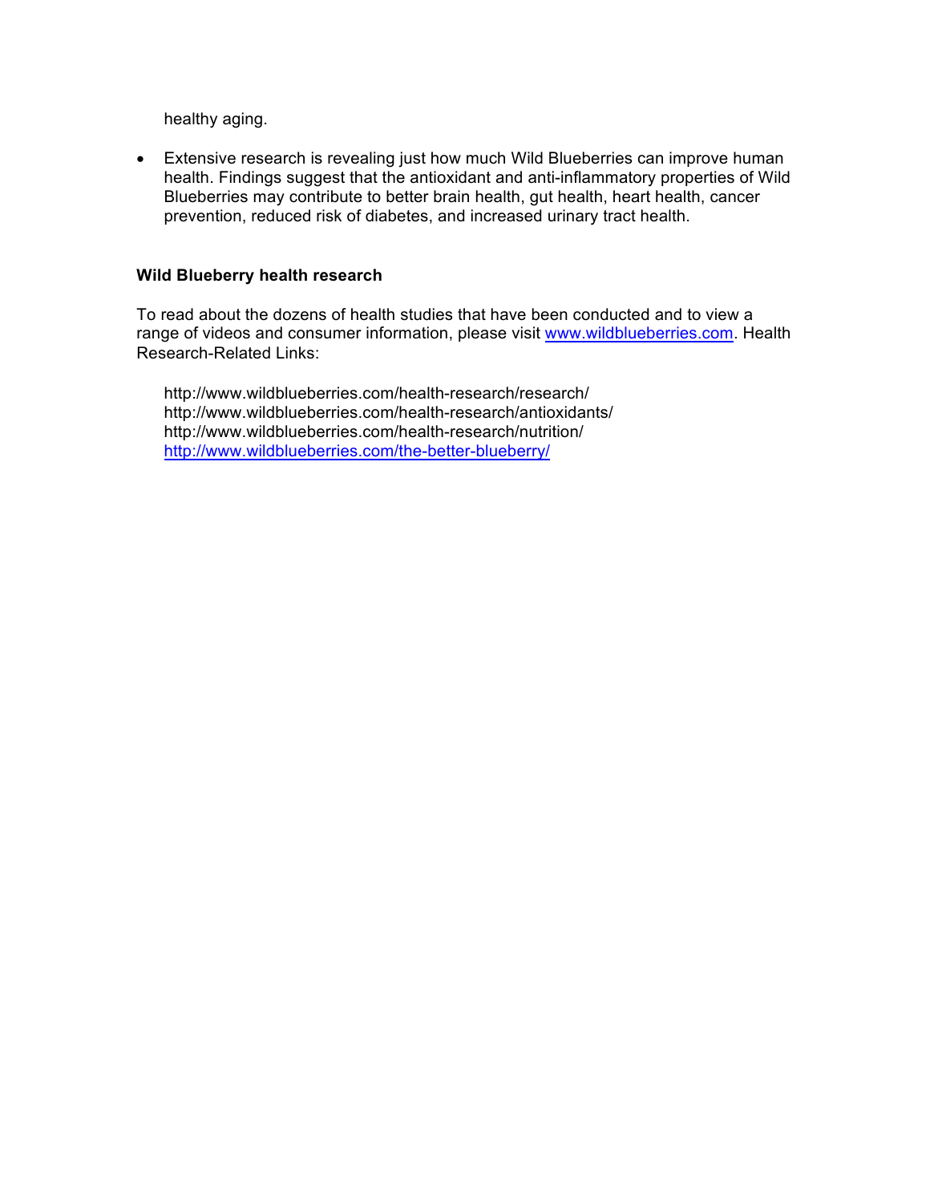healthy aging.

- Extensive research is revealing just how much Wild Blueberries can improve human health. Findings suggest that the antioxidant and anti-inflammatory properties of Wild Blueberries may contribute to better brain health, gut health, heart health, cancer prevention, reduced risk of diabetes, and increased urinary tract health.

**Wild Blueberry health research**

To read about the dozens of health studies that have been conducted and to view a range of videos and consumer information, please visit [www.wildblueberries.com](http://www.wildblueberries.com). Health Research-Related Links:

http://www.wildblueberries.com/health-research/research/
http://www.wildblueberries.com/health-research/antioxidants/
http://www.wildblueberries.com/health-research/nutrition/
[http://www.wildblueberries.com/the-better-blueberry/](http://www.wildblueberries.com/the-better-blueberry/)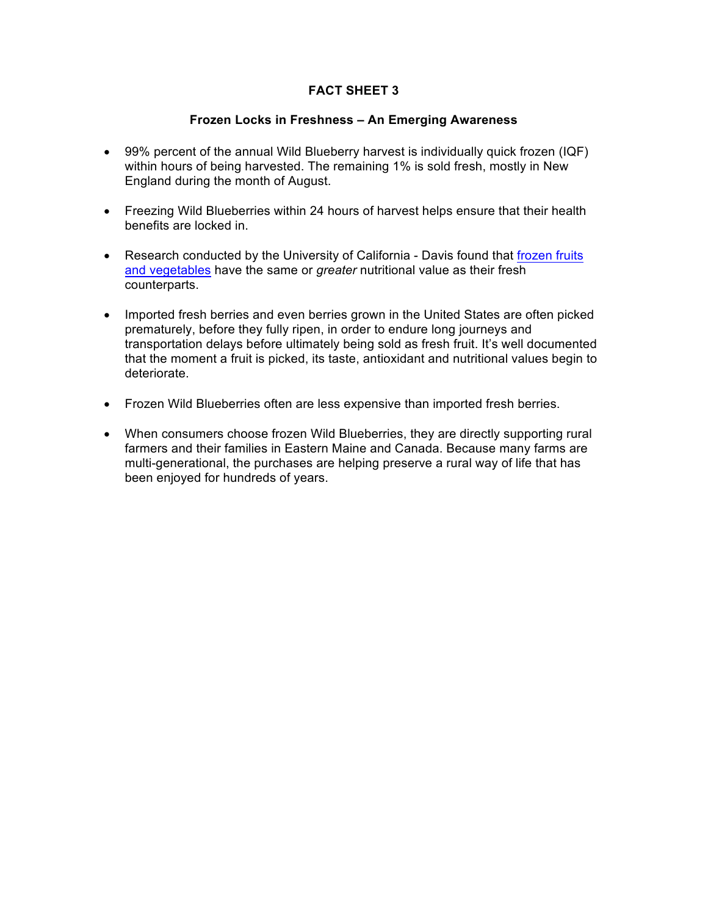# FACT SHEET 3

## Frozen Locks in Freshness – An Emerging Awareness

- 99% percent of the annual Wild Blueberry harvest is individually quick frozen (IQF) within hours of being harvested. The remaining 1% is sold fresh, mostly in New England during the month of August.
- Freezing Wild Blueberries within 24 hours of harvest helps ensure that their health benefits are locked in.
- Research conducted by the University of California - Davis found that frozen fruits and vegetables have the same or *greater* nutritional value as their fresh counterparts.
- Imported fresh berries and even berries grown in the United States are often picked prematurely, before they fully ripen, in order to endure long journeys and transportation delays before ultimately being sold as fresh fruit. It's well documented that the moment a fruit is picked, its taste, antioxidant and nutritional values begin to deteriorate.
- Frozen Wild Blueberries often are less expensive than imported fresh berries.
- When consumers choose frozen Wild Blueberries, they are directly supporting rural farmers and their families in Eastern Maine and Canada. Because many farms are multi-generational, the purchases are helping preserve a rural way of life that has been enjoyed for hundreds of years.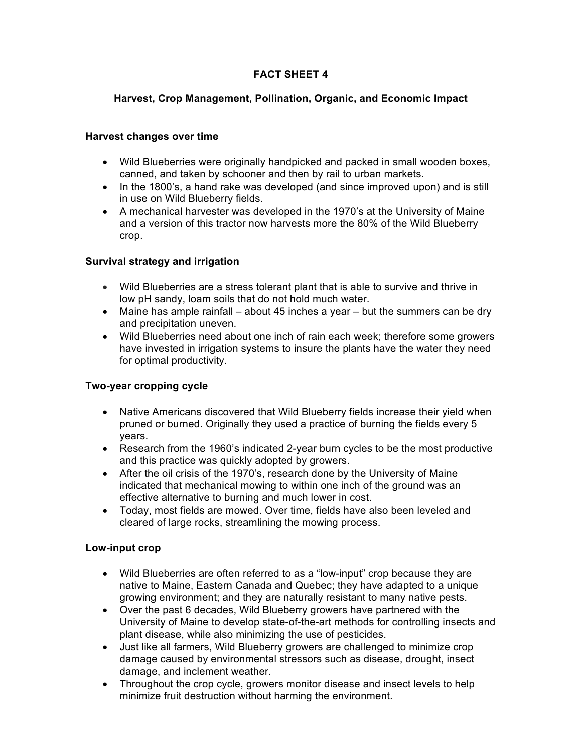# FACT SHEET 4

## Harvest, Crop Management, Pollination, Organic, and Economic Impact

### Harvest changes over time

- Wild Blueberries were originally handpicked and packed in small wooden boxes, canned, and taken by schooner and then by rail to urban markets.
- In the 1800's, a hand rake was developed (and since improved upon) and is still in use on Wild Blueberry fields.
- A mechanical harvester was developed in the 1970's at the University of Maine and a version of this tractor now harvests more the 80% of the Wild Blueberry crop.

### Survival strategy and irrigation

- Wild Blueberries are a stress tolerant plant that is able to survive and thrive in low pH sandy, loam soils that do not hold much water.
- Maine has ample rainfall – about 45 inches a year – but the summers can be dry and precipitation uneven.
- Wild Blueberries need about one inch of rain each week; therefore some growers have invested in irrigation systems to insure the plants have the water they need for optimal productivity.

### Two-year cropping cycle

- Native Americans discovered that Wild Blueberry fields increase their yield when pruned or burned. Originally they used a practice of burning the fields every 5 years.
- Research from the 1960's indicated 2-year burn cycles to be the most productive and this practice was quickly adopted by growers.
- After the oil crisis of the 1970's, research done by the University of Maine indicated that mechanical mowing to within one inch of the ground was an effective alternative to burning and much lower in cost.
- Today, most fields are mowed. Over time, fields have also been leveled and cleared of large rocks, streamlining the mowing process.

### Low-input crop

- Wild Blueberries are often referred to as a "low-input" crop because they are native to Maine, Eastern Canada and Quebec; they have adapted to a unique growing environment; and they are naturally resistant to many native pests.
- Over the past 6 decades, Wild Blueberry growers have partnered with the University of Maine to develop state-of-the-art methods for controlling insects and plant disease, while also minimizing the use of pesticides.
- Just like all farmers, Wild Blueberry growers are challenged to minimize crop damage caused by environmental stressors such as disease, drought, insect damage, and inclement weather.
- Throughout the crop cycle, growers monitor disease and insect levels to help minimize fruit destruction without harming the environment.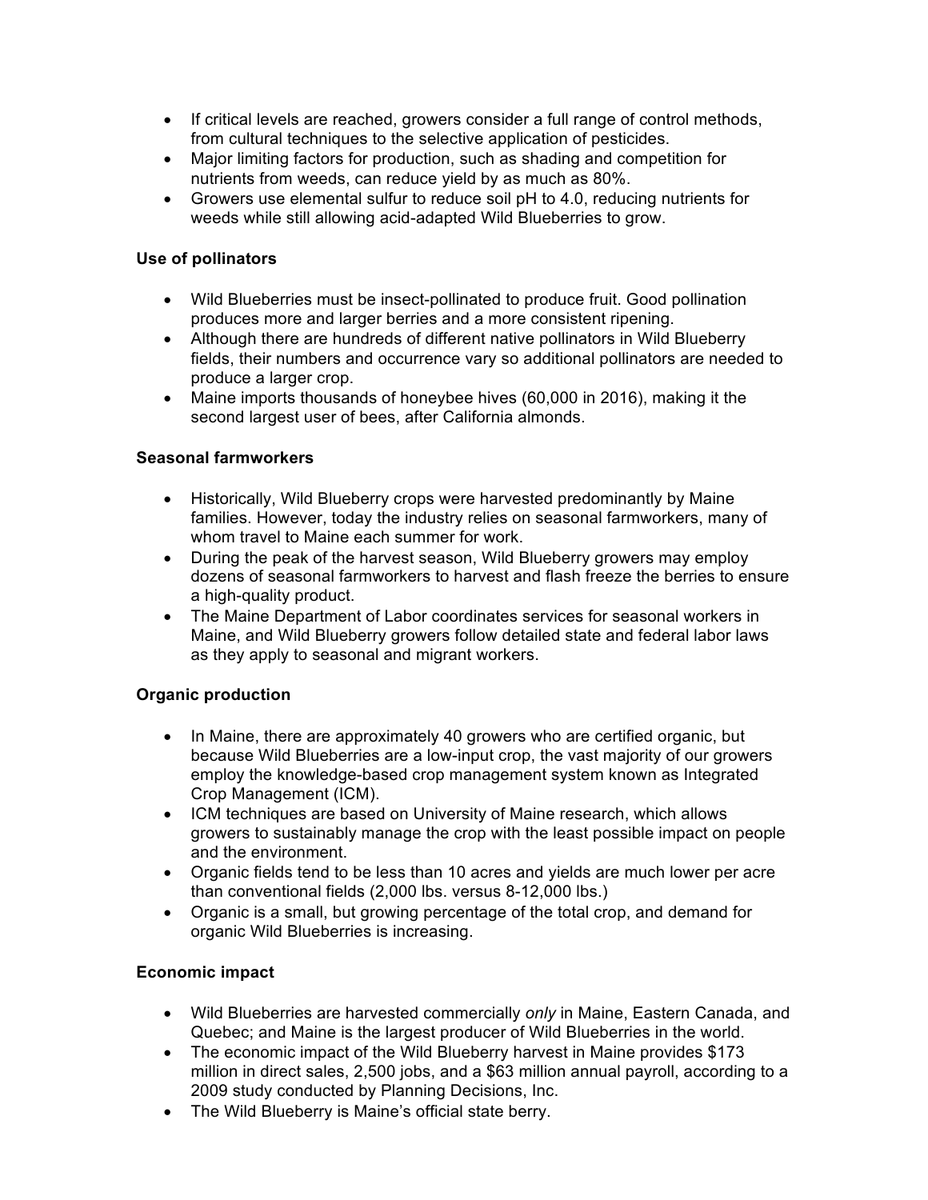- If critical levels are reached, growers consider a full range of control methods, from cultural techniques to the selective application of pesticides.
- Major limiting factors for production, such as shading and competition for nutrients from weeds, can reduce yield by as much as 80%.
- Growers use elemental sulfur to reduce soil pH to 4.0, reducing nutrients for weeds while still allowing acid-adapted Wild Blueberries to grow.

**Use of pollinators**

- Wild Blueberries must be insect-pollinated to produce fruit. Good pollination produces more and larger berries and a more consistent ripening.
- Although there are hundreds of different native pollinators in Wild Blueberry fields, their numbers and occurrence vary so additional pollinators are needed to produce a larger crop.
- Maine imports thousands of honeybee hives (60,000 in 2016), making it the second largest user of bees, after California almonds.

**Seasonal farmworkers**

- Historically, Wild Blueberry crops were harvested predominantly by Maine families. However, today the industry relies on seasonal farmworkers, many of whom travel to Maine each summer for work.
- During the peak of the harvest season, Wild Blueberry growers may employ dozens of seasonal farmworkers to harvest and flash freeze the berries to ensure a high-quality product.
- The Maine Department of Labor coordinates services for seasonal workers in Maine, and Wild Blueberry growers follow detailed state and federal labor laws as they apply to seasonal and migrant workers.

**Organic production**

- In Maine, there are approximately 40 growers who are certified organic, but because Wild Blueberries are a low-input crop, the vast majority of our growers employ the knowledge-based crop management system known as Integrated Crop Management (ICM).
- ICM techniques are based on University of Maine research, which allows growers to sustainably manage the crop with the least possible impact on people and the environment.
- Organic fields tend to be less than 10 acres and yields are much lower per acre than conventional fields (2,000 lbs. versus 8-12,000 lbs.)
- Organic is a small, but growing percentage of the total crop, and demand for organic Wild Blueberries is increasing.

**Economic impact**

- Wild Blueberries are harvested commercially *only* in Maine, Eastern Canada, and Quebec; and Maine is the largest producer of Wild Blueberries in the world.
- The economic impact of the Wild Blueberry harvest in Maine provides $173 million in direct sales, 2,500 jobs, and a $63 million annual payroll, according to a 2009 study conducted by Planning Decisions, Inc.
- The Wild Blueberry is Maine's official state berry.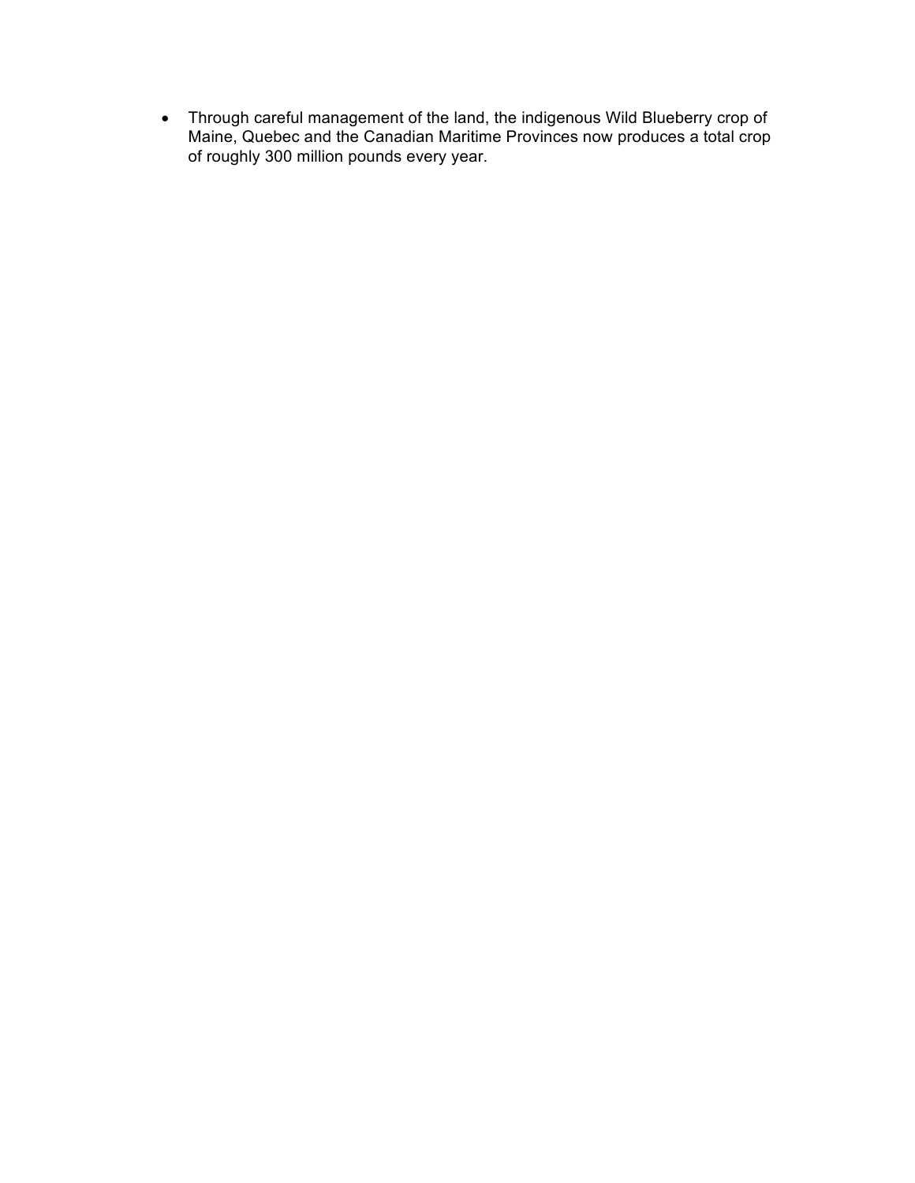- Through careful management of the land, the indigenous Wild Blueberry crop of Maine, Quebec and the Canadian Maritime Provinces now produces a total crop of roughly 300 million pounds every year.